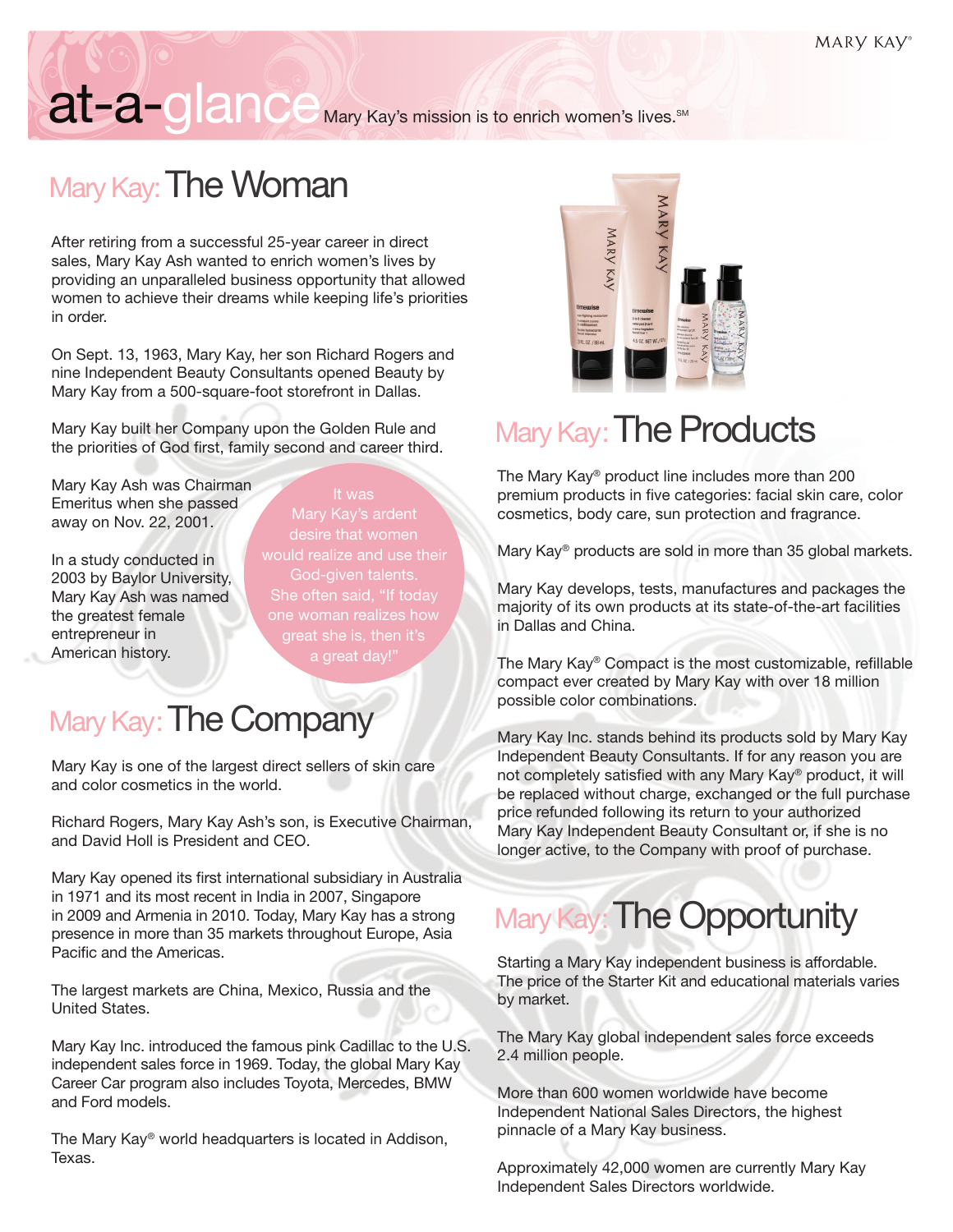MARY KAY®

# at-a-glance

Mary Kay's mission is to enrich women's lives.SM

## Mary Kay: The Woman

After retiring from a successful 25-year career in direct sales, Mary Kay Ash wanted to enrich women's lives by providing an unparalleled business opportunity that allowed women to achieve their dreams while keeping life's priorities in order.

On Sept. 13, 1963, Mary Kay, her son Richard Rogers and nine Independent Beauty Consultants opened Beauty by Mary Kay from a 500-square-foot storefront in Dallas.

Mary Kay built her Company upon the Golden Rule and the priorities of God first, family second and career third.

Mary Kay Ash was Chairman Emeritus when she passed away on Nov. 22, 2001.

In a study conducted in 2003 by Baylor University, Mary Kay Ash was named the greatest female entrepreneur in American history.

It was Mary Kay's ardent desire that women would realize and use their God-given talents. She often said, "If today one woman realizes how great she is, then it's a great day!"

## Mary Kay: The Company

Mary Kay is one of the largest direct sellers of skin care and color cosmetics in the world.

Richard Rogers, Mary Kay Ash's son, is Executive Chairman, and David Holl is President and CEO.

Mary Kay opened its first international subsidiary in Australia in 1971 and its most recent in India in 2007, Singapore in 2009 and Armenia in 2010. Today, Mary Kay has a strong presence in more than 35 markets throughout Europe, Asia Pacific and the Americas.

The largest markets are China, Mexico, Russia and the United States.

Mary Kay Inc. introduced the famous pink Cadillac to the U.S. independent sales force in 1969. Today, the global Mary Kay Career Car program also includes Toyota, Mercedes, BMW and Ford models.

The Mary Kay® world headquarters is located in Addison, Texas.

## Mary Kay: The Products

The Mary Kay® product line includes more than 200 premium products in five categories: facial skin care, color cosmetics, body care, sun protection and fragrance.

Mary Kay® products are sold in more than 35 global markets.

Mary Kay develops, tests, manufactures and packages the majority of its own products at its state-of-the-art facilities in Dallas and China.

The Mary Kay® Compact is the most customizable, refillable compact ever created by Mary Kay with over 18 million possible color combinations.

Mary Kay Inc. stands behind its products sold by Mary Kay Independent Beauty Consultants. If for any reason you are not completely satisfied with any Mary Kay® product, it will be replaced without charge, exchanged or the full purchase price refunded following its return to your authorized Mary Kay Independent Beauty Consultant or, if she is no longer active, to the Company with proof of purchase.

## Mary Kay: The Opportunity

Starting a Mary Kay independent business is affordable. The price of the Starter Kit and educational materials varies by market.

The Mary Kay global independent sales force exceeds 2.4 million people.

More than 600 women worldwide have become Independent National Sales Directors, the highest pinnacle of a Mary Kay business.

Approximately 42,000 women are currently Mary Kay Independent Sales Directors worldwide.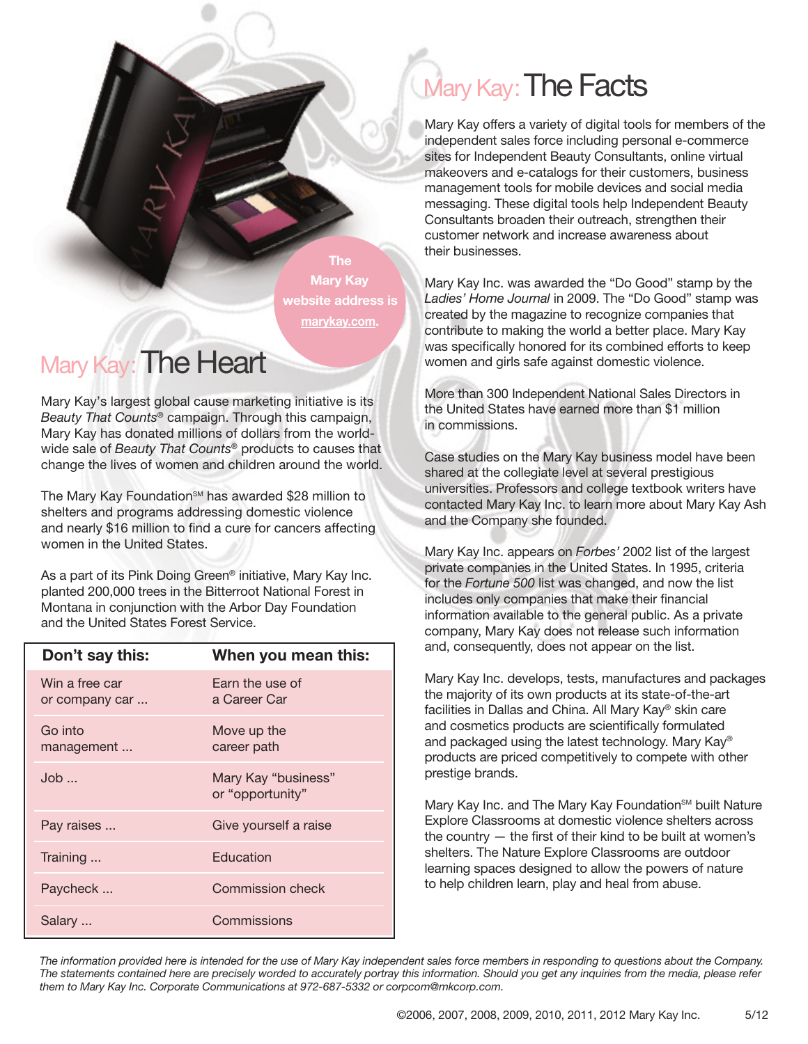## Mary Kay: The Heart

Mary Kay's largest global cause marketing initiative is its *Beauty That Counts*® campaign. Through this campaign, Mary Kay has donated millions of dollars from the worldwide sale of *Beauty That Counts*® products to causes that change the lives of women and children around the world.

The Mary Kay Foundation℠ has awarded $28 million to shelters and programs addressing domestic violence and nearly $16 million to find a cure for cancers affecting women in the United States.

As a part of its Pink Doing Green® initiative, Mary Kay Inc. planted 200,000 trees in the Bitterroot National Forest in Montana in conjunction with the Arbor Day Foundation and the United States Forest Service.

**The Mary Kay website address is marykay.com.**

| Don't say this: | When you mean this: |
|---|---|
| Win a free car or company car ... | Earn the use of a Career Car |
| Go into management ... | Move up the career path |
| Job ... | Mary Kay "business" or "opportunity" |
| Pay raises ... | Give yourself a raise |
| Training ... | Education |
| Paycheck ... | Commission check |
| Salary ... | Commissions |

## Mary Kay: The Facts

Mary Kay offers a variety of digital tools for members of the independent sales force including personal e-commerce sites for Independent Beauty Consultants, online virtual makeovers and e-catalogs for their customers, business management tools for mobile devices and social media messaging. These digital tools help Independent Beauty Consultants broaden their outreach, strengthen their customer network and increase awareness about their businesses.

Mary Kay Inc. was awarded the "Do Good" stamp by the *Ladies' Home Journal* in 2009. The "Do Good" stamp was created by the magazine to recognize companies that contribute to making the world a better place. Mary Kay was specifically honored for its combined efforts to keep women and girls safe against domestic violence.

More than 300 Independent National Sales Directors in the United States have earned more than $1 million in commissions.

Case studies on the Mary Kay business model have been shared at the collegiate level at several prestigious universities. Professors and college textbook writers have contacted Mary Kay Inc. to learn more about Mary Kay Ash and the Company she founded.

Mary Kay Inc. appears on *Forbes'* 2002 list of the largest private companies in the United States. In 1995, criteria for the *Fortune 500* list was changed, and now the list includes only companies that make their financial information available to the general public. As a private company, Mary Kay does not release such information and, consequently, does not appear on the list.

Mary Kay Inc. develops, tests, manufactures and packages the majority of its own products at its state-of-the-art facilities in Dallas and China. All Mary Kay® skin care and cosmetics products are scientifically formulated and packaged using the latest technology. Mary Kay® products are priced competitively to compete with other prestige brands.

Mary Kay Inc. and The Mary Kay Foundation℠ built Nature Explore Classrooms at domestic violence shelters across the country — the first of their kind to be built at women's shelters. The Nature Explore Classrooms are outdoor learning spaces designed to allow the powers of nature to help children learn, play and heal from abuse.

*The information provided here is intended for the use of Mary Kay independent sales force members in responding to questions about the Company. The statements contained here are precisely worded to accurately portray this information. Should you get any inquiries from the media, please refer them to Mary Kay Inc. Corporate Communications at 972-687-5332 or corpcom@mkcorp.com.*

©2006, 2007, 2008, 2009, 2010, 2011, 2012 Mary Kay Inc. 5/12